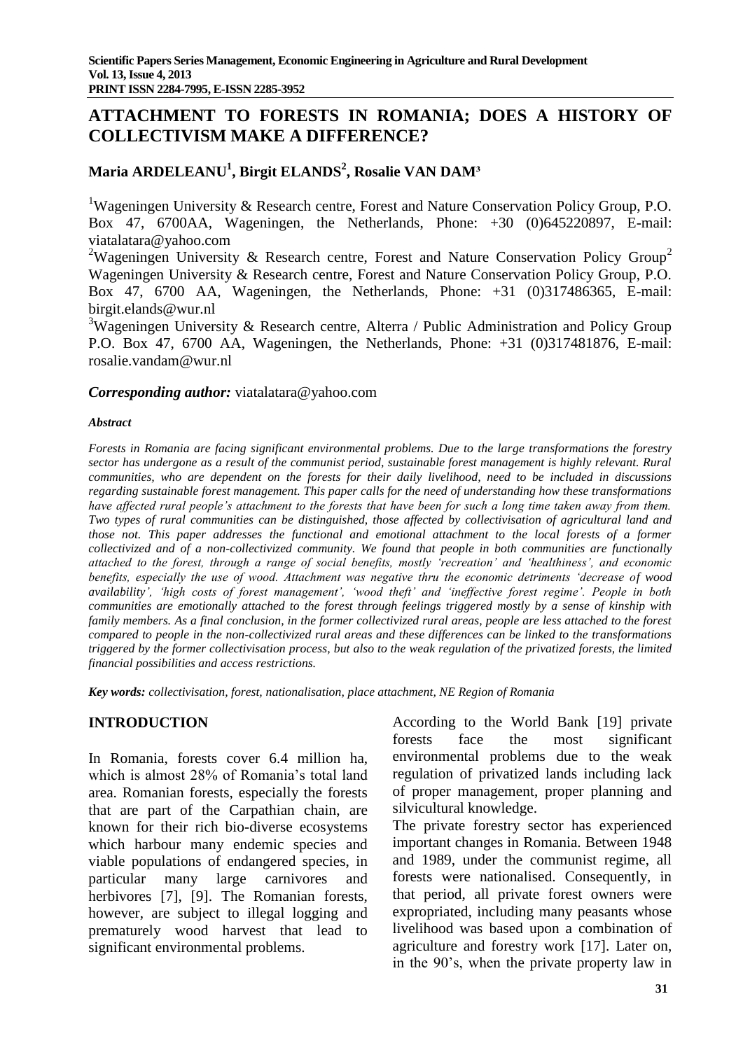# ATTACHMENT TO FORESTS IN ROMANIA; DOES A HISTORY OF COLLECTIVISM MAKE A DIFFERENCE?

**Maria ARDELEANU[1], Birgit ELANDS[2], Rosalie VAN DAM[3]**

[1]Wageningen University & Research centre, Forest and Nature Conservation Policy Group, P.O. Box 47, 6700AA, Wageningen, the Netherlands, Phone: +30 (0)645220897, E-mail: viatalatara@yahoo.com

[2]Wageningen University & Research centre, Forest and Nature Conservation Policy Group[2] Wageningen University & Research centre, Forest and Nature Conservation Policy Group, P.O. Box 47, 6700 AA, Wageningen, the Netherlands, Phone: +31 (0)317486365, E-mail: birgit.elands@wur.nl

[3]Wageningen University & Research centre, Alterra / Public Administration and Policy Group P.O. Box 47, 6700 AA, Wageningen, the Netherlands, Phone: +31 (0)317481876, E-mail: rosalie.vandam@wur.nl

***Corresponding author:*** viatalatara@yahoo.com

***Abstract***

*Forests in Romania are facing significant environmental problems. Due to the large transformations the forestry sector has undergone as a result of the communist period, sustainable forest management is highly relevant. Rural communities, who are dependent on the forests for their daily livelihood, need to be included in discussions regarding sustainable forest management. This paper calls for the need of understanding how these transformations have affected rural people's attachment to the forests that have been for such a long time taken away from them. Two types of rural communities can be distinguished, those affected by collectivisation of agricultural land and those not. This paper addresses the functional and emotional attachment to the local forests of a former collectivized and of a non-collectivized community. We found that people in both communities are functionally attached to the forest, through a range of social benefits, mostly 'recreation' and 'healthiness', and economic benefits, especially the use of wood. Attachment was negative thru the economic detriments 'decrease of wood availability', 'high costs of forest management', 'wood theft' and 'ineffective forest regime'. People in both communities are emotionally attached to the forest through feelings triggered mostly by a sense of kinship with family members. As a final conclusion, in the former collectivized rural areas, people are less attached to the forest compared to people in the non-collectivized rural areas and these differences can be linked to the transformations triggered by the former collectivisation process, but also to the weak regulation of the privatized forests, the limited financial possibilities and access restrictions.*

***Key words:*** *collectivisation, forest, nationalisation, place attachment, NE Region of Romania*

## INTRODUCTION

In Romania, forests cover 6.4 million ha, which is almost 28% of Romania's total land area. Romanian forests, especially the forests that are part of the Carpathian chain, are known for their rich bio-diverse ecosystems which harbour many endemic species and viable populations of endangered species, in particular many large carnivores and herbivores [7], [9]. The Romanian forests, however, are subject to illegal logging and prematurely wood harvest that lead to significant environmental problems.

According to the World Bank [19] private forests face the most significant environmental problems due to the weak regulation of privatized lands including lack of proper management, proper planning and silvicultural knowledge.

The private forestry sector has experienced important changes in Romania. Between 1948 and 1989, under the communist regime, all forests were nationalised. Consequently, in that period, all private forest owners were expropriated, including many peasants whose livelihood was based upon a combination of agriculture and forestry work [17]. Later on, in the 90's, when the private property law in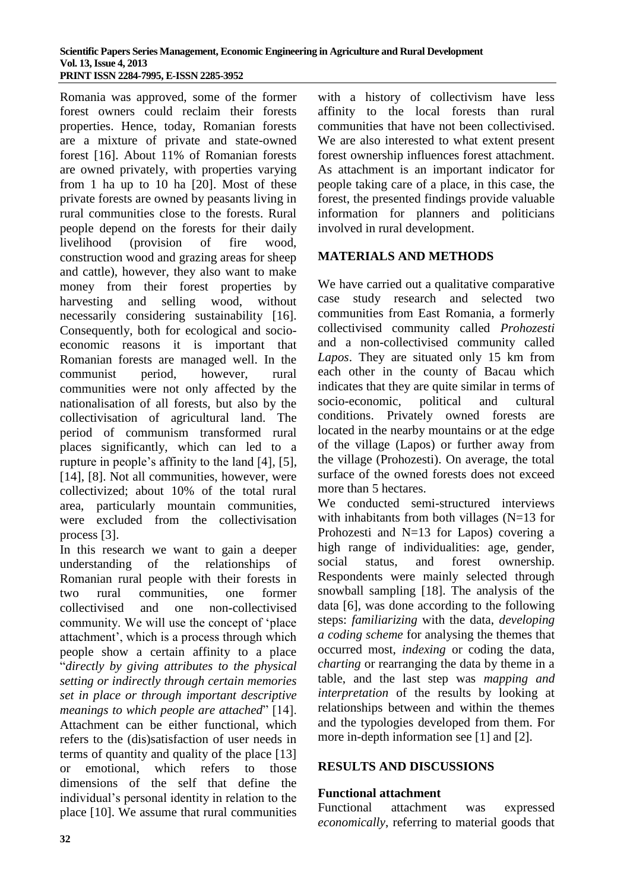Romania was approved, some of the former forest owners could reclaim their forests properties. Hence, today, Romanian forests are a mixture of private and state-owned forest [16]. About 11% of Romanian forests are owned privately, with properties varying from 1 ha up to 10 ha [20]. Most of these private forests are owned by peasants living in rural communities close to the forests. Rural people depend on the forests for their daily livelihood (provision of fire wood, construction wood and grazing areas for sheep and cattle), however, they also want to make money from their forest properties by harvesting and selling wood, without necessarily considering sustainability [16]. Consequently, both for ecological and socio-economic reasons it is important that Romanian forests are managed well. In the communist period, however, rural communities were not only affected by the nationalisation of all forests, but also by the collectivisation of agricultural land. The period of communism transformed rural places significantly, which can led to a rupture in people's affinity to the land [4], [5], [14], [8]. Not all communities, however, were collectivized; about 10% of the total rural area, particularly mountain communities, were excluded from the collectivisation process [3].

In this research we want to gain a deeper understanding of the relationships of Romanian rural people with their forests in two rural communities, one former collectivised and one non-collectivised community. We will use the concept of 'place attachment', which is a process through which people show a certain affinity to a place "*directly by giving attributes to the physical setting or indirectly through certain memories set in place or through important descriptive meanings to which people are attached*" [14]. Attachment can be either functional, which refers to the (dis)satisfaction of user needs in terms of quantity and quality of the place [13] or emotional, which refers to those dimensions of the self that define the individual's personal identity in relation to the place [10]. We assume that rural communities with a history of collectivism have less affinity to the local forests than rural communities that have not been collectivised. We are also interested to what extent present forest ownership influences forest attachment. As attachment is an important indicator for people taking care of a place, in this case, the forest, the presented findings provide valuable information for planners and politicians involved in rural development.

## MATERIALS AND METHODS

We have carried out a qualitative comparative case study research and selected two communities from East Romania, a formerly collectivised community called *Prohozesti* and a non-collectivised community called *Lapos*. They are situated only 15 km from each other in the county of Bacau which indicates that they are quite similar in terms of socio-economic, political and cultural conditions. Privately owned forests are located in the nearby mountains or at the edge of the village (Lapos) or further away from the village (Prohozesti). On average, the total surface of the owned forests does not exceed more than 5 hectares.

We conducted semi-structured interviews with inhabitants from both villages (N=13 for Prohozesti and N=13 for Lapos) covering a high range of individualities: age, gender, social status, and forest ownership. Respondents were mainly selected through snowball sampling [18]. The analysis of the data [6], was done according to the following steps: *familiarizing* with the data, *developing a coding scheme* for analysing the themes that occurred most, *indexing* or coding the data, *charting* or rearranging the data by theme in a table, and the last step was *mapping and interpretation* of the results by looking at relationships between and within the themes and the typologies developed from them. For more in-depth information see [1] and [2].

## RESULTS AND DISCUSSIONS

### Functional attachment

Functional attachment was expressed *economically*, referring to material goods that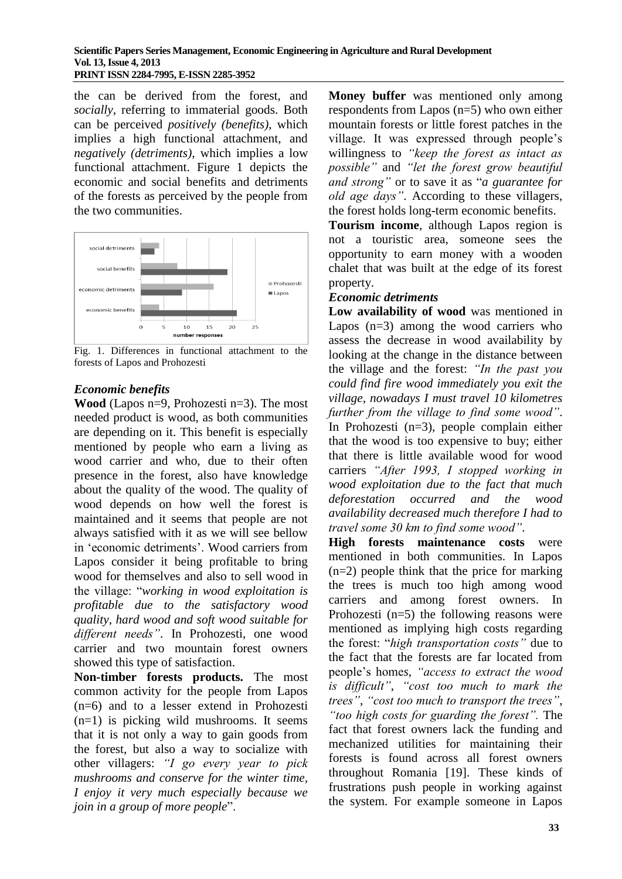the can be derived from the forest, and *socially*, referring to immaterial goods. Both can be perceived *positively (benefits)*, which implies a high functional attachment, and *negatively (detriments)*, which implies a low functional attachment. Figure 1 depicts the economic and social benefits and detriments of the forests as perceived by the people from the two communities.

Fig. 1. Differences in functional attachment to the forests of Lapos and Prohozesti

### *Economic benefits*

**Wood** (Lapos n=9, Prohozesti n=3). The most needed product is wood, as both communities are depending on it. This benefit is especially mentioned by people who earn a living as wood carrier and who, due to their often presence in the forest, also have knowledge about the quality of the wood. The quality of wood depends on how well the forest is maintained and it seems that people are not always satisfied with it as we will see bellow in 'economic detriments'. Wood carriers from Lapos consider it being profitable to bring wood for themselves and also to sell wood in the village: "*working in wood exploitation is profitable due to the satisfactory wood quality, hard wood and soft wood suitable for different needs"*. In Prohozesti, one wood carrier and two mountain forest owners showed this type of satisfaction.

**Non-timber forests products.** The most common activity for the people from Lapos (n=6) and to a lesser extend in Prohozesti (n=1) is picking wild mushrooms. It seems that it is not only a way to gain goods from the forest, but also a way to socialize with other villagers: *"I go every year to pick mushrooms and conserve for the winter time, I enjoy it very much especially because we join in a group of more people*".

**Money buffer** was mentioned only among respondents from Lapos (n=5) who own either mountain forests or little forest patches in the village. It was expressed through people's willingness to *"keep the forest as intact as possible"* and *"let the forest grow beautiful and strong"* or to save it as "*a guarantee for old age days"*. According to these villagers, the forest holds long-term economic benefits.

**Tourism income**, although Lapos region is not a touristic area, someone sees the opportunity to earn money with a wooden chalet that was built at the edge of its forest property.

### *Economic detriments*

**Low availability of wood** was mentioned in Lapos (n=3) among the wood carriers who assess the decrease in wood availability by looking at the change in the distance between the village and the forest: *"In the past you could find fire wood immediately you exit the village, nowadays I must travel 10 kilometres further from the village to find some wood"*. In Prohozesti (n=3), people complain either that the wood is too expensive to buy; either that there is little available wood for wood carriers *"After 1993, I stopped working in wood exploitation due to the fact that much deforestation occurred and the wood availability decreased much therefore I had to travel some 30 km to find some wood"*.

**High forests maintenance costs** were mentioned in both communities. In Lapos (n=2) people think that the price for marking the trees is much too high among wood carriers and among forest owners. In Prohozesti (n=5) the following reasons were mentioned as implying high costs regarding the forest: "*high transportation costs"* due to the fact that the forests are far located from people's homes, *"access to extract the wood is difficult"*, *"cost too much to mark the trees"*, *"cost too much to transport the trees"*, *"too high costs for guarding the forest".* The fact that forest owners lack the funding and mechanized utilities for maintaining their forests is found across all forest owners throughout Romania [19]. These kinds of frustrations push people in working against the system. For example someone in Lapos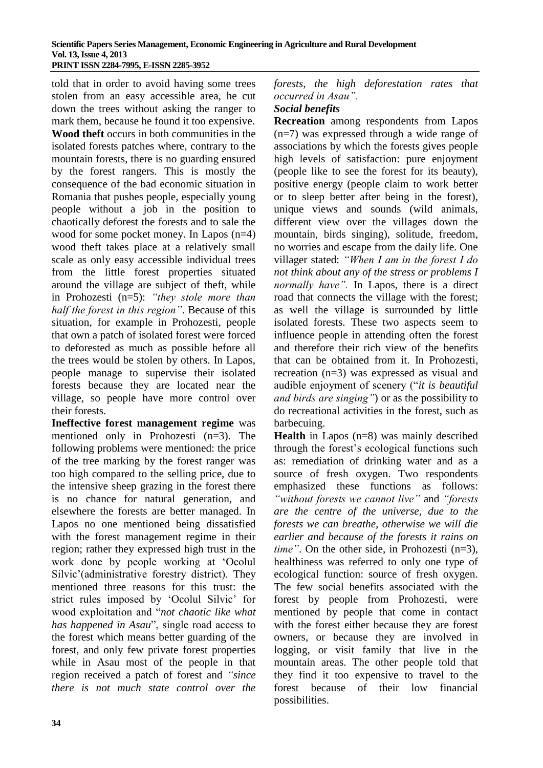told that in order to avoid having some trees stolen from an easy accessible area, he cut down the trees without asking the ranger to mark them, because he found it too expensive.

**Wood theft** occurs in both communities in the isolated forests patches where, contrary to the mountain forests, there is no guarding ensured by the forest rangers. This is mostly the consequence of the bad economic situation in Romania that pushes people, especially young people without a job in the position to chaotically deforest the forests and to sale the wood for some pocket money. In Lapos (n=4) wood theft takes place at a relatively small scale as only easy accessible individual trees from the little forest properties situated around the village are subject of theft, while in Prohozesti (n=5): *"they stole more than half the forest in this region"*. Because of this situation, for example in Prohozesti, people that own a patch of isolated forest were forced to deforested as much as possible before all the trees would be stolen by others. In Lapos, people manage to supervise their isolated forests because they are located near the village, so people have more control over their forests.

**Ineffective forest management regime** was mentioned only in Prohozesti (n=3). The following problems were mentioned: the price of the tree marking by the forest ranger was too high compared to the selling price, due to the intensive sheep grazing in the forest there is no chance for natural generation, and elsewhere the forests are better managed. In Lapos no one mentioned being dissatisfied with the forest management regime in their region; rather they expressed high trust in the work done by people working at 'Ocolul Silvic'(administrative forestry district). They mentioned three reasons for this trust: the strict rules imposed by 'Ocolul Silvic' for wood exploitation and "*not chaotic like what has happened in Asau*", single road access to the forest which means better guarding of the forest, and only few private forest properties while in Asau most of the people in that region received a patch of forest and *"since there is not much state control over the forests, the high deforestation rates that occurred in Asau"*.

***Social benefits***

**Recreation** among respondents from Lapos (n=7) was expressed through a wide range of associations by which the forests gives people high levels of satisfaction: pure enjoyment (people like to see the forest for its beauty), positive energy (people claim to work better or to sleep better after being in the forest), unique views and sounds (wild animals, different view over the villages down the mountain, birds singing), solitude, freedom, no worries and escape from the daily life. One villager stated: *"When I am in the forest I do not think about any of the stress or problems I normally have"*. In Lapos, there is a direct road that connects the village with the forest; as well the village is surrounded by little isolated forests. These two aspects seem to influence people in attending often the forest and therefore their rich view of the benefits that can be obtained from it. In Prohozesti, recreation (n=3) was expressed as visual and audible enjoyment of scenery ("*it is beautiful and birds are singing"*) or as the possibility to do recreational activities in the forest, such as barbecuing.

**Health** in Lapos (n=8) was mainly described through the forest's ecological functions such as: remediation of drinking water and as a source of fresh oxygen. Two respondents emphasized these functions as follows: *"without forests we cannot live"* and *"forests are the centre of the universe, due to the forests we can breathe, otherwise we will die earlier and because of the forests it rains on time"*. On the other side, in Prohozesti (n=3), healthiness was referred to only one type of ecological function: source of fresh oxygen. The few social benefits associated with the forest by people from Prohozesti, were mentioned by people that come in contact with the forest either because they are forest owners, or because they are involved in logging, or visit family that live in the mountain areas. The other people told that they find it too expensive to travel to the forest because of their low financial possibilities.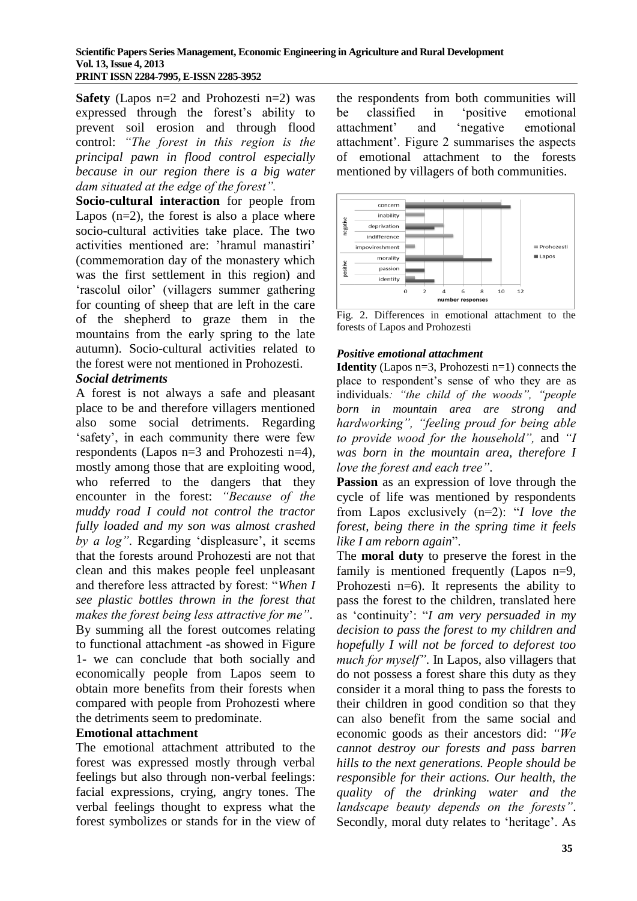**Safety** (Lapos n=2 and Prohozesti n=2) was expressed through the forest's ability to prevent soil erosion and through flood control: *"The forest in this region is the principal pawn in flood control especially because in our region there is a big water dam situated at the edge of the forest".*

**Socio-cultural interaction** for people from Lapos (n=2), the forest is also a place where socio-cultural activities take place. The two activities mentioned are: 'hramul manastiri' (commemoration day of the monastery which was the first settlement in this region) and 'rascolul oilor' (villagers summer gathering for counting of sheep that are left in the care of the shepherd to graze them in the mountains from the early spring to the late autumn). Socio-cultural activities related to the forest were not mentioned in Prohozesti.

***Social detriments***

A forest is not always a safe and pleasant place to be and therefore villagers mentioned also some social detriments. Regarding 'safety', in each community there were few respondents (Lapos n=3 and Prohozesti n=4), mostly among those that are exploiting wood, who referred to the dangers that they encounter in the forest: *"Because of the muddy road I could not control the tractor fully loaded and my son was almost crashed by a log"*. Regarding 'displeasure', it seems that the forests around Prohozesti are not that clean and this makes people feel unpleasant and therefore less attracted by forest: "*When I see plastic bottles thrown in the forest that makes the forest being less attractive for me"*.

By summing all the forest outcomes relating to functional attachment -as showed in Figure 1- we can conclude that both socially and economically people from Lapos seem to obtain more benefits from their forests when compared with people from Prohozesti where the detriments seem to predominate.

**Emotional attachment**

The emotional attachment attributed to the forest was expressed mostly through verbal feelings but also through non-verbal feelings: facial expressions, crying, angry tones. The verbal feelings thought to express what the forest symbolizes or stands for in the view of the respondents from both communities will be classified in 'positive emotional attachment' and 'negative emotional attachment'. Figure 2 summarises the aspects of emotional attachment to the forests mentioned by villagers of both communities.

Fig. 2. Differences in emotional attachment to the forests of Lapos and Prohozesti

***Positive emotional attachment***

**Identity** (Lapos n=3, Prohozesti n=1) connects the place to respondent's sense of who they are as individuals*: "the child of the woods", "people born in mountain area are strong and hardworking", "feeling proud for being able to provide wood for the household",* and *"I was born in the mountain area, therefore I love the forest and each tree"*.

**Passion** as an expression of love through the cycle of life was mentioned by respondents from Lapos exclusively (n=2): "*I love the forest, being there in the spring time it feels like I am reborn again*".

The **moral duty** to preserve the forest in the family is mentioned frequently (Lapos n=9, Prohozesti n=6). It represents the ability to pass the forest to the children, translated here as 'continuity': "*I am very persuaded in my decision to pass the forest to my children and hopefully I will not be forced to deforest too much for myself"*. In Lapos, also villagers that do not possess a forest share this duty as they consider it a moral thing to pass the forests to their children in good condition so that they can also benefit from the same social and economic goods as their ancestors did: *"We cannot destroy our forests and pass barren hills to the next generations. People should be responsible for their actions. Our health, the quality of the drinking water and the landscape beauty depends on the forests"*. Secondly, moral duty relates to 'heritage'. As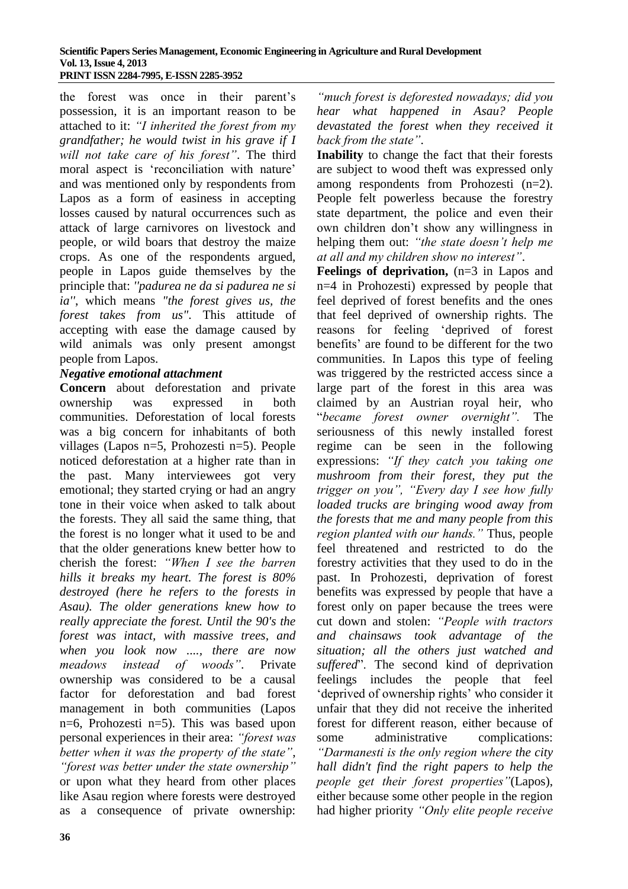the forest was once in their parent's possession, it is an important reason to be attached to it: *"I inherited the forest from my grandfather; he would twist in his grave if I will not take care of his forest"*. The third moral aspect is 'reconciliation with nature' and was mentioned only by respondents from Lapos as a form of easiness in accepting losses caused by natural occurrences such as attack of large carnivores on livestock and people, or wild boars that destroy the maize crops. As one of the respondents argued, people in Lapos guide themselves by the principle that: *"padurea ne da si padurea ne si ia"*, which means *"the forest gives us, the forest takes from us"*. This attitude of accepting with ease the damage caused by wild animals was only present amongst people from Lapos.

***Negative emotional attachment***

**Concern** about deforestation and private ownership was expressed in both communities. Deforestation of local forests was a big concern for inhabitants of both villages (Lapos n=5, Prohozesti n=5). People noticed deforestation at a higher rate than in the past. Many interviewees got very emotional; they started crying or had an angry tone in their voice when asked to talk about the forests. They all said the same thing, that the forest is no longer what it used to be and that the older generations knew better how to cherish the forest: *"When I see the barren hills it breaks my heart. The forest is 80% destroyed (here he refers to the forests in Asau). The older generations knew how to really appreciate the forest. Until the 90's the forest was intact, with massive trees, and when you look now ...., there are now meadows instead of woods"*. Private ownership was considered to be a causal factor for deforestation and bad forest management in both communities (Lapos n=6, Prohozesti n=5). This was based upon personal experiences in their area: *"forest was better when it was the property of the state"*, *"forest was better under the state ownership"* or upon what they heard from other places like Asau region where forests were destroyed as a consequence of private ownership: *"much forest is deforested nowadays; did you hear what happened in Asau? People devastated the forest when they received it back from the state"*.

**Inability** to change the fact that their forests are subject to wood theft was expressed only among respondents from Prohozesti (n=2). People felt powerless because the forestry state department, the police and even their own children don't show any willingness in helping them out: *"the state doesn't help me at all and my children show no interest"*.

**Feelings of deprivation,** (n=3 in Lapos and n=4 in Prohozesti) expressed by people that feel deprived of forest benefits and the ones that feel deprived of ownership rights. The reasons for feeling 'deprived of forest benefits' are found to be different for the two communities. In Lapos this type of feeling was triggered by the restricted access since a large part of the forest in this area was claimed by an Austrian royal heir, who "*became forest owner overnight".* The seriousness of this newly installed forest regime can be seen in the following expressions: *"If they catch you taking one mushroom from their forest, they put the trigger on you"*, *"Every day I see how fully loaded trucks are bringing wood away from the forests that me and many people from this region planted with our hands."* Thus, people feel threatened and restricted to do the forestry activities that they used to do in the past. In Prohozesti, deprivation of forest benefits was expressed by people that have a forest only on paper because the trees were cut down and stolen: *"People with tractors and chainsaws took advantage of the situation; all the others just watched and suffered*". The second kind of deprivation feelings includes the people that feel 'deprived of ownership rights' who consider it unfair that they did not receive the inherited forest for different reason, either because of some administrative complications: *"Darmanesti is the only region where the city hall didn't find the right papers to help the people get their forest properties"*(Lapos), either because some other people in the region had higher priority *"Only elite people receive*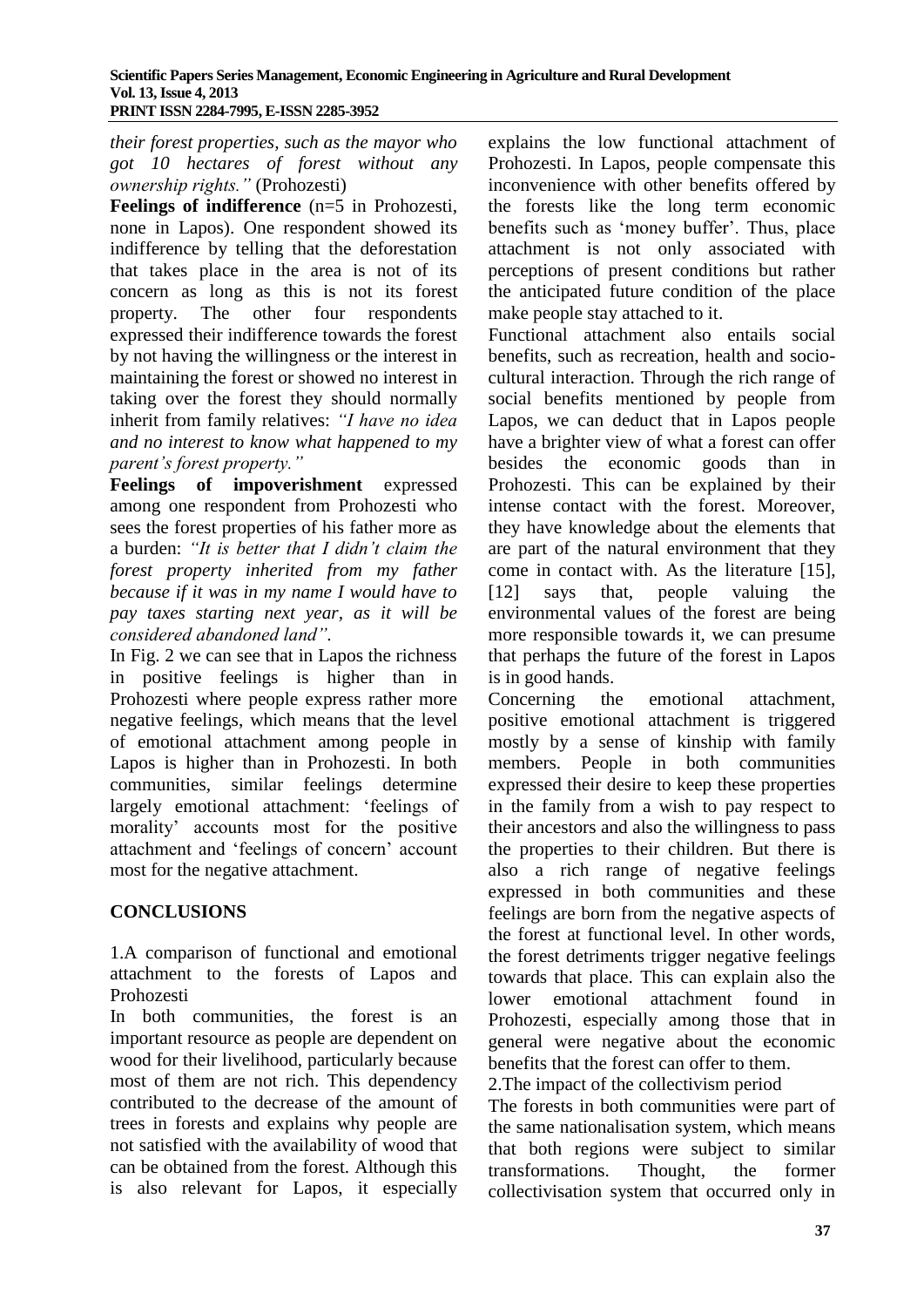*their forest properties, such as the mayor who got 10 hectares of forest without any ownership rights."* (Prohozesti)

**Feelings of indifference** (n=5 in Prohozesti, none in Lapos). One respondent showed its indifference by telling that the deforestation that takes place in the area is not of its concern as long as this is not its forest property. The other four respondents expressed their indifference towards the forest by not having the willingness or the interest in maintaining the forest or showed no interest in taking over the forest they should normally inherit from family relatives: *"I have no idea and no interest to know what happened to my parent's forest property."*

**Feelings of impoverishment** expressed among one respondent from Prohozesti who sees the forest properties of his father more as a burden: *"It is better that I didn't claim the forest property inherited from my father because if it was in my name I would have to pay taxes starting next year, as it will be considered abandoned land".*

In Fig. 2 we can see that in Lapos the richness in positive feelings is higher than in Prohozesti where people express rather more negative feelings, which means that the level of emotional attachment among people in Lapos is higher than in Prohozesti. In both communities, similar feelings determine largely emotional attachment: 'feelings of morality' accounts most for the positive attachment and 'feelings of concern' account most for the negative attachment.

## CONCLUSIONS

1.A comparison of functional and emotional attachment to the forests of Lapos and Prohozesti

In both communities, the forest is an important resource as people are dependent on wood for their livelihood, particularly because most of them are not rich. This dependency contributed to the decrease of the amount of trees in forests and explains why people are not satisfied with the availability of wood that can be obtained from the forest. Although this is also relevant for Lapos, it especially explains the low functional attachment of Prohozesti. In Lapos, people compensate this inconvenience with other benefits offered by the forests like the long term economic benefits such as 'money buffer'. Thus, place attachment is not only associated with perceptions of present conditions but rather the anticipated future condition of the place make people stay attached to it.

Functional attachment also entails social benefits, such as recreation, health and socio-cultural interaction. Through the rich range of social benefits mentioned by people from Lapos, we can deduct that in Lapos people have a brighter view of what a forest can offer besides the economic goods than in Prohozesti. This can be explained by their intense contact with the forest. Moreover, they have knowledge about the elements that are part of the natural environment that they come in contact with. As the literature [15], [12] says that, people valuing the environmental values of the forest are being more responsible towards it, we can presume that perhaps the future of the forest in Lapos is in good hands.

Concerning the emotional attachment, positive emotional attachment is triggered mostly by a sense of kinship with family members. People in both communities expressed their desire to keep these properties in the family from a wish to pay respect to their ancestors and also the willingness to pass the properties to their children. But there is also a rich range of negative feelings expressed in both communities and these feelings are born from the negative aspects of the forest at functional level. In other words, the forest detriments trigger negative feelings towards that place. This can explain also the lower emotional attachment found in Prohozesti, especially among those that in general were negative about the economic benefits that the forest can offer to them.

2.The impact of the collectivism period

The forests in both communities were part of the same nationalisation system, which means that both regions were subject to similar transformations. Thought, the former collectivisation system that occurred only in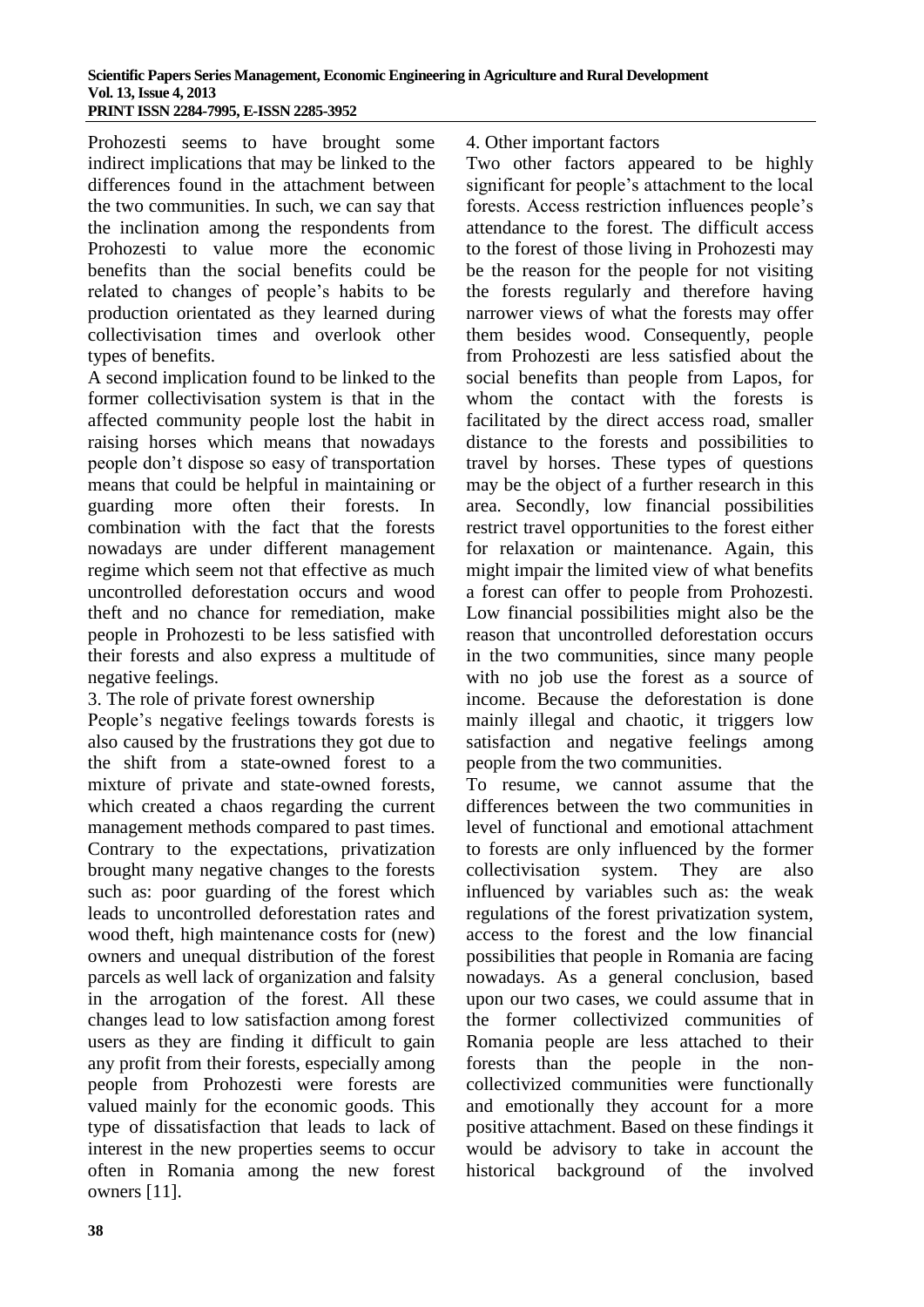Prohozesti seems to have brought some indirect implications that may be linked to the differences found in the attachment between the two communities. In such, we can say that the inclination among the respondents from Prohozesti to value more the economic benefits than the social benefits could be related to changes of people's habits to be production orientated as they learned during collectivisation times and overlook other types of benefits.

A second implication found to be linked to the former collectivisation system is that in the affected community people lost the habit in raising horses which means that nowadays people don't dispose so easy of transportation means that could be helpful in maintaining or guarding more often their forests. In combination with the fact that the forests nowadays are under different management regime which seem not that effective as much uncontrolled deforestation occurs and wood theft and no chance for remediation, make people in Prohozesti to be less satisfied with their forests and also express a multitude of negative feelings.

3. The role of private forest ownership

People's negative feelings towards forests is also caused by the frustrations they got due to the shift from a state-owned forest to a mixture of private and state-owned forests, which created a chaos regarding the current management methods compared to past times. Contrary to the expectations, privatization brought many negative changes to the forests such as: poor guarding of the forest which leads to uncontrolled deforestation rates and wood theft, high maintenance costs for (new) owners and unequal distribution of the forest parcels as well lack of organization and falsity in the arrogation of the forest. All these changes lead to low satisfaction among forest users as they are finding it difficult to gain any profit from their forests, especially among people from Prohozesti were forests are valued mainly for the economic goods. This type of dissatisfaction that leads to lack of interest in the new properties seems to occur often in Romania among the new forest owners [11].

4. Other important factors

Two other factors appeared to be highly significant for people's attachment to the local forests. Access restriction influences people's attendance to the forest. The difficult access to the forest of those living in Prohozesti may be the reason for the people for not visiting the forests regularly and therefore having narrower views of what the forests may offer them besides wood. Consequently, people from Prohozesti are less satisfied about the social benefits than people from Lapos, for whom the contact with the forests is facilitated by the direct access road, smaller distance to the forests and possibilities to travel by horses. These types of questions may be the object of a further research in this area. Secondly, low financial possibilities restrict travel opportunities to the forest either for relaxation or maintenance. Again, this might impair the limited view of what benefits a forest can offer to people from Prohozesti. Low financial possibilities might also be the reason that uncontrolled deforestation occurs in the two communities, since many people with no job use the forest as a source of income. Because the deforestation is done mainly illegal and chaotic, it triggers low satisfaction and negative feelings among people from the two communities.

To resume, we cannot assume that the differences between the two communities in level of functional and emotional attachment to forests are only influenced by the former collectivisation system. They are also influenced by variables such as: the weak regulations of the forest privatization system, access to the forest and the low financial possibilities that people in Romania are facing nowadays. As a general conclusion, based upon our two cases, we could assume that in the former collectivized communities of Romania people are less attached to their forests than the people in the non-collectivized communities were functionally and emotionally they account for a more positive attachment. Based on these findings it would be advisory to take in account the historical background of the involved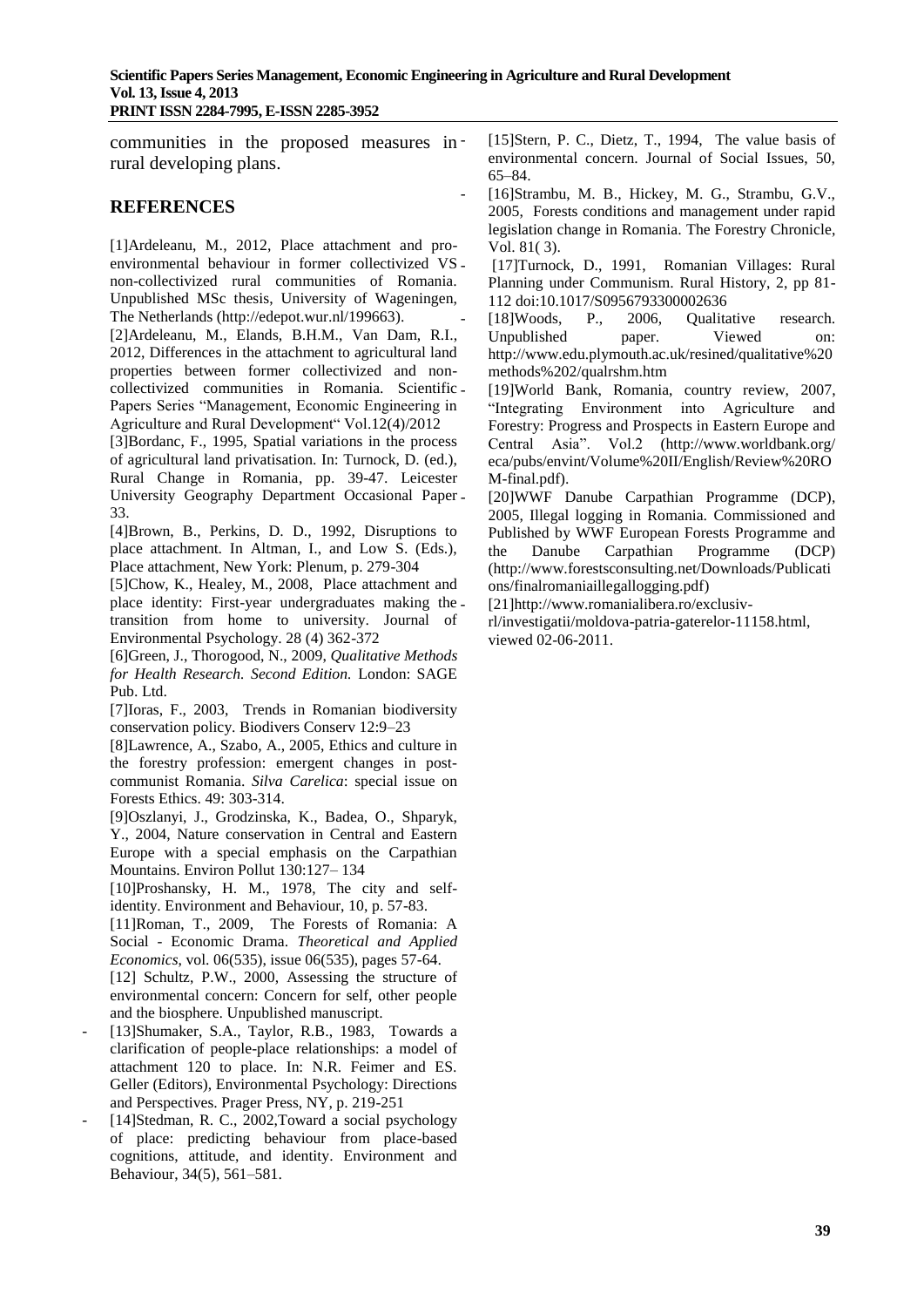communities in the proposed measures in rural developing plans.

## REFERENCES

[1]Ardeleanu, M., 2012, Place attachment and pro-environmental behaviour in former collectivized VS non-collectivized rural communities of Romania. Unpublished MSc thesis, University of Wageningen, The Netherlands (http://edepot.wur.nl/199663).

[2]Ardeleanu, M., Elands, B.H.M., Van Dam, R.I., 2012, Differences in the attachment to agricultural land properties between former collectivized and non-collectivized communities in Romania. Scientific Papers Series "Management, Economic Engineering in Agriculture and Rural Development" Vol.12(4)/2012

[3]Bordanc, F., 1995, Spatial variations in the process of agricultural land privatisation. In: Turnock, D. (ed.), Rural Change in Romania, pp. 39-47. Leicester University Geography Department Occasional Paper 33.

[4]Brown, B., Perkins, D. D., 1992, Disruptions to place attachment. In Altman, I., and Low S. (Eds.), Place attachment, New York: Plenum, p. 279-304

[5]Chow, K., Healey, M., 2008, Place attachment and place identity: First-year undergraduates making the transition from home to university. Journal of Environmental Psychology. 28 (4) 362-372

[6]Green, J., Thorogood, N., 2009, *Qualitative Methods for Health Research. Second Edition.* London: SAGE Pub. Ltd.

[7]Ioras, F., 2003, Trends in Romanian biodiversity conservation policy. Biodivers Conserv 12:9–23

[8]Lawrence, A., Szabo, A., 2005, Ethics and culture in the forestry profession: emergent changes in post-communist Romania. *Silva Carelica*: special issue on Forests Ethics. 49: 303-314.

[9]Oszlanyi, J., Grodzinska, K., Badea, O., Shparyk, Y., 2004, Nature conservation in Central and Eastern Europe with a special emphasis on the Carpathian Mountains. Environ Pollut 130:127– 134

[10]Proshansky, H. M., 1978, The city and self-identity. Environment and Behaviour, 10, p. 57-83.

[11]Roman, T., 2009, The Forests of Romania: A Social - Economic Drama. *Theoretical and Applied Economics*, vol. 06(535), issue 06(535), pages 57-64.

[12] Schultz, P.W., 2000, Assessing the structure of environmental concern: Concern for self, other people and the biosphere. Unpublished manuscript.

[13]Shumaker, S.A., Taylor, R.B., 1983, Towards a clarification of people-place relationships: a model of attachment 120 to place. In: N.R. Feimer and ES. Geller (Editors), Environmental Psychology: Directions and Perspectives. Prager Press, NY, p. 219-251

[14]Stedman, R. C., 2002,Toward a social psychology of place: predicting behaviour from place-based cognitions, attitude, and identity. Environment and Behaviour, 34(5), 561–581.

[15]Stern, P. C., Dietz, T., 1994, The value basis of environmental concern. Journal of Social Issues, 50, 65–84.

[16]Strambu, M. B., Hickey, M. G., Strambu, G.V., 2005, Forests conditions and management under rapid legislation change in Romania. The Forestry Chronicle, Vol. 81( 3).

[17]Turnock, D., 1991, Romanian Villages: Rural Planning under Communism. Rural History, 2, pp 81-112 doi:10.1017/S0956793300002636

[18]Woods, P., 2006, Qualitative research. Unpublished paper. Viewed on: http://www.edu.plymouth.ac.uk/resined/qualitative%20methods%202/qualrshm.htm

[19]World Bank, Romania, country review, 2007, "Integrating Environment into Agriculture and Forestry: Progress and Prospects in Eastern Europe and Central Asia". Vol.2 (http://www.worldbank.org/eca/pubs/envint/Volume%20II/English/Review%20ROM-final.pdf).

[20]WWF Danube Carpathian Programme (DCP), 2005, Illegal logging in Romania. Commissioned and Published by WWF European Forests Programme and the Danube Carpathian Programme (DCP) (http://www.forestsconsulting.net/Downloads/Publications/finalromaniaillegallogging.pdf)

[21]http://www.romanialibera.ro/exclusiv-rl/investigatii/moldova-patria-gaterelor-11158.html, viewed 02-06-2011.